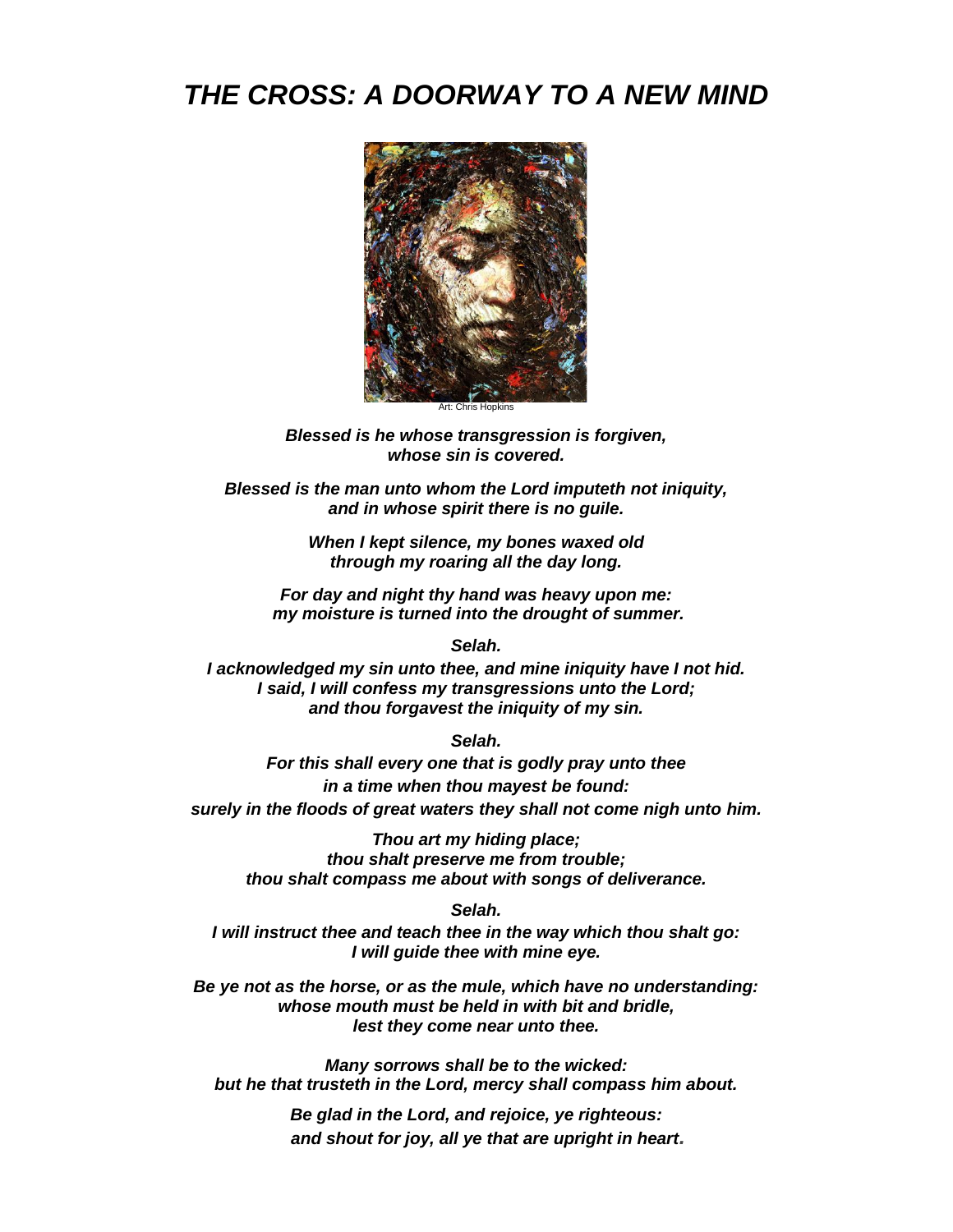# *THE CROSS: A DOORWAY TO A NEW MIND*

Art: Chris Hopkins

***Blessed is he whose transgression is forgiven,***
***whose sin is covered.***

***Blessed is the man unto whom the Lord imputeth not iniquity,***
***and in whose spirit there is no guile.***

***When I kept silence, my bones waxed old***
***through my roaring all the day long.***

***For day and night thy hand was heavy upon me:***
***my moisture is turned into the drought of summer.***

***Selah.***

***I acknowledged my sin unto thee, and mine iniquity have I not hid.***
***I said, I will confess my transgressions unto the Lord;***
***and thou forgavest the iniquity of my sin.***

***Selah.***

***For this shall every one that is godly pray unto thee***
***in a time when thou mayest be found:***
***surely in the floods of great waters they shall not come nigh unto him.***

***Thou art my hiding place;***
***thou shalt preserve me from trouble;***
***thou shalt compass me about with songs of deliverance.***

***Selah.***

***I will instruct thee and teach thee in the way which thou shalt go:***
***I will guide thee with mine eye.***

***Be ye not as the horse, or as the mule, which have no understanding:***
***whose mouth must be held in with bit and bridle,***
***lest they come near unto thee.***

***Many sorrows shall be to the wicked:***
***but he that trusteth in the Lord, mercy shall compass him about.***

***Be glad in the Lord, and rejoice, ye righteous:***
***and shout for joy, all ye that are upright in heart.***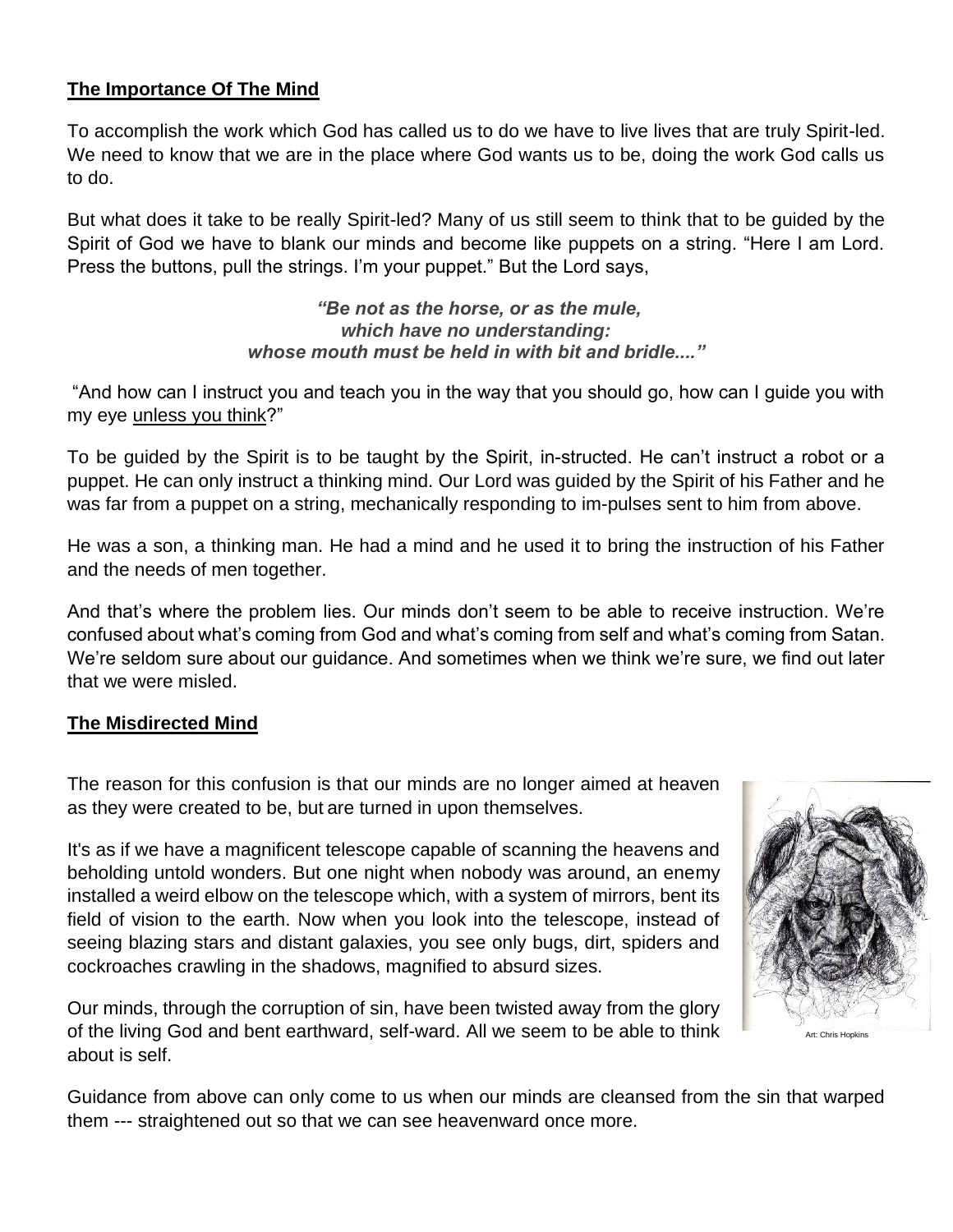**The Importance Of The Mind**

To accomplish the work which God has called us to do we have to live lives that are truly Spirit-led. We need to know that we are in the place where God wants us to be, doing the work God calls us to do.

But what does it take to be really Spirit-led? Many of us still seem to think that to be guided by the Spirit of God we have to blank our minds and become like puppets on a string. "Here I am Lord. Press the buttons, pull the strings. I'm your puppet." But the Lord says,

> ***"Be not as the horse, or as the mule,***
> ***which have no understanding:***
> ***whose mouth must be held in with bit and bridle...."***

"And how can I instruct you and teach you in the way that you should go, how can I guide you with my eye <u>unless you think</u>?"

To be guided by the Spirit is to be taught by the Spirit, in-structed. He can't instruct a robot or a puppet. He can only instruct a thinking mind. Our Lord was guided by the Spirit of his Father and he was far from a puppet on a string, mechanically responding to im-pulses sent to him from above.

He was a son, a thinking man. He had a mind and he used it to bring the instruction of his Father and the needs of men together.

And that's where the problem lies. Our minds don't seem to be able to receive instruction. We're confused about what's coming from God and what's coming from self and what's coming from Satan. We're seldom sure about our guidance. And sometimes when we think we're sure, we find out later that we were misled.

**The Misdirected Mind**

The reason for this confusion is that our minds are no longer aimed at heaven as they were created to be, but are turned in upon themselves.

It's as if we have a magnificent telescope capable of scanning the heavens and beholding untold wonders. But one night when nobody was around, an enemy installed a weird elbow on the telescope which, with a system of mirrors, bent its field of vision to the earth. Now when you look into the telescope, instead of seeing blazing stars and distant galaxies, you see only bugs, dirt, spiders and cockroaches crawling in the shadows, magnified to absurd sizes.

Art: Chris Hopkins

Our minds, through the corruption of sin, have been twisted away from the glory of the living God and bent earthward, self-ward. All we seem to be able to think about is self.

Guidance from above can only come to us when our minds are cleansed from the sin that warped them --- straightened out so that we can see heavenward once more.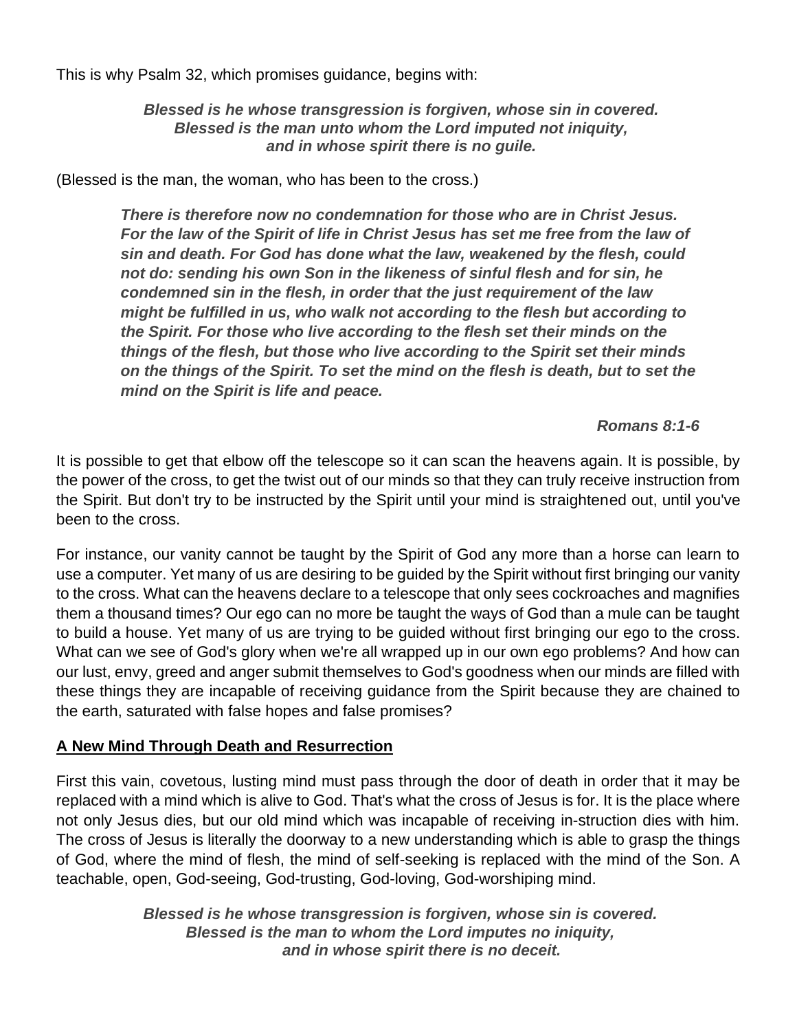This is why Psalm 32, which promises guidance, begins with:

> ***Blessed is he whose transgression is forgiven, whose sin in covered.***
> ***Blessed is the man unto whom the Lord imputed not iniquity,***
> ***and in whose spirit there is no guile.***

(Blessed is the man, the woman, who has been to the cross.)

> ***There is therefore now no condemnation for those who are in Christ Jesus. For the law of the Spirit of life in Christ Jesus has set me free from the law of sin and death. For God has done what the law, weakened by the flesh, could not do: sending his own Son in the likeness of sinful flesh and for sin, he condemned sin in the flesh, in order that the just requirement of the law might be fulfilled in us, who walk not according to the flesh but according to the Spirit. For those who live according to the flesh set their minds on the things of the flesh, but those who live according to the Spirit set their minds on the things of the Spirit. To set the mind on the flesh is death, but to set the mind on the Spirit is life and peace.***
>
> ***Romans 8:1-6***

It is possible to get that elbow off the telescope so it can scan the heavens again. It is possible, by the power of the cross, to get the twist out of our minds so that they can truly receive instruction from the Spirit. But don't try to be instructed by the Spirit until your mind is straightened out, until you've been to the cross.

For instance, our vanity cannot be taught by the Spirit of God any more than a horse can learn to use a computer. Yet many of us are desiring to be guided by the Spirit without first bringing our vanity to the cross. What can the heavens declare to a telescope that only sees cockroaches and magnifies them a thousand times? Our ego can no more be taught the ways of God than a mule can be taught to build a house. Yet many of us are trying to be guided without first bringing our ego to the cross. What can we see of God's glory when we're all wrapped up in our own ego problems? And how can our lust, envy, greed and anger submit themselves to God's goodness when our minds are filled with these things they are incapable of receiving guidance from the Spirit because they are chained to the earth, saturated with false hopes and false promises?

## A New Mind Through Death and Resurrection

First this vain, covetous, lusting mind must pass through the door of death in order that it may be replaced with a mind which is alive to God. That's what the cross of Jesus is for. It is the place where not only Jesus dies, but our old mind which was incapable of receiving in-struction dies with him. The cross of Jesus is literally the doorway to a new understanding which is able to grasp the things of God, where the mind of flesh, the mind of self-seeking is replaced with the mind of the Son. A teachable, open, God-seeing, God-trusting, God-loving, God-worshiping mind.

> ***Blessed is he whose transgression is forgiven, whose sin is covered.***
> ***Blessed is the man to whom the Lord imputes no iniquity,***
> ***and in whose spirit there is no deceit.***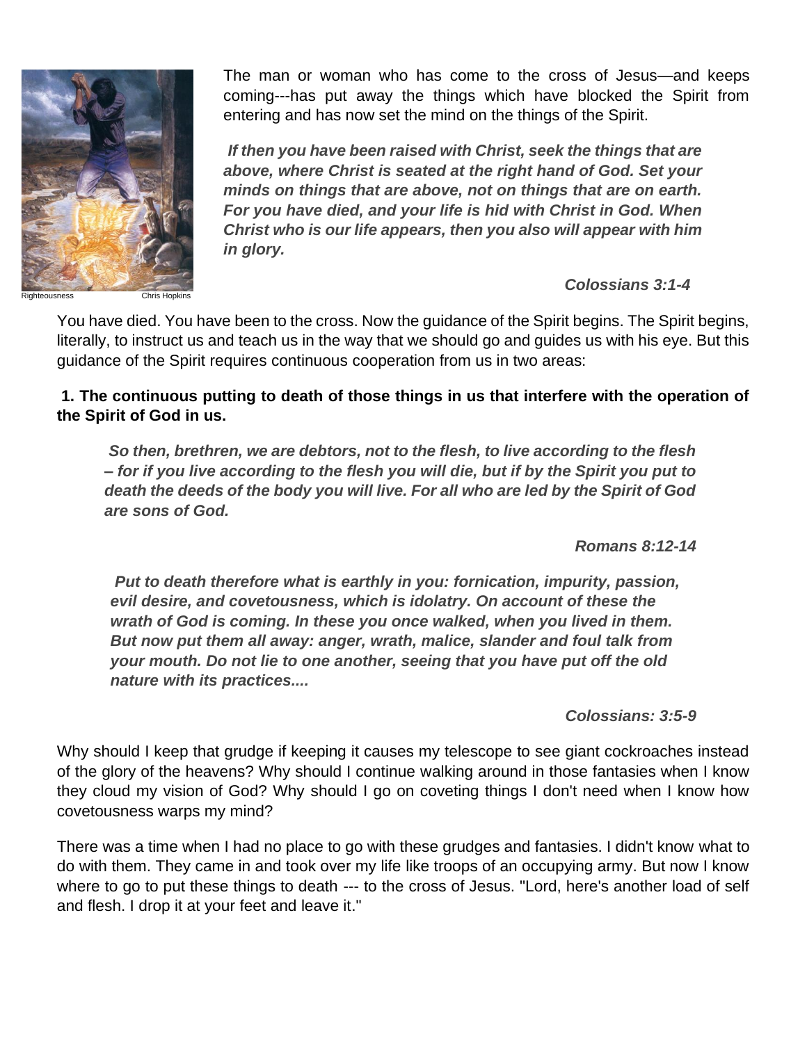Righteousness Chris Hopkins

The man or woman who has come to the cross of Jesus—and keeps coming---has put away the things which have blocked the Spirit from entering and has now set the mind on the things of the Spirit.

*If then you have been raised with Christ, seek the things that are above, where Christ is seated at the right hand of God. Set your minds on things that are above, not on things that are on earth. For you have died, and your life is hid with Christ in God. When Christ who is our life appears, then you also will appear with him in glory.*

*Colossians 3:1-4*

You have died. You have been to the cross. Now the guidance of the Spirit begins. The Spirit begins, literally, to instruct us and teach us in the way that we should go and guides us with his eye. But this guidance of the Spirit requires continuous cooperation from us in two areas:

**1. The continuous putting to death of those things in us that interfere with the operation of the Spirit of God in us.**

*So then, brethren, we are debtors, not to the flesh, to live according to the flesh – for if you live according to the flesh you will die, but if by the Spirit you put to death the deeds of the body you will live. For all who are led by the Spirit of God are sons of God.*

*Romans 8:12-14*

*Put to death therefore what is earthly in you: fornication, impurity, passion, evil desire, and covetousness, which is idolatry. On account of these the wrath of God is coming. In these you once walked, when you lived in them. But now put them all away: anger, wrath, malice, slander and foul talk from your mouth. Do not lie to one another, seeing that you have put off the old nature with its practices....*

*Colossians: 3:5-9*

Why should I keep that grudge if keeping it causes my telescope to see giant cockroaches instead of the glory of the heavens? Why should I continue walking around in those fantasies when I know they cloud my vision of God? Why should I go on coveting things I don't need when I know how covetousness warps my mind?

There was a time when I had no place to go with these grudges and fantasies. I didn't know what to do with them. They came in and took over my life like troops of an occupying army. But now I know where to go to put these things to death --- to the cross of Jesus. "Lord, here's another load of self and flesh. I drop it at your feet and leave it."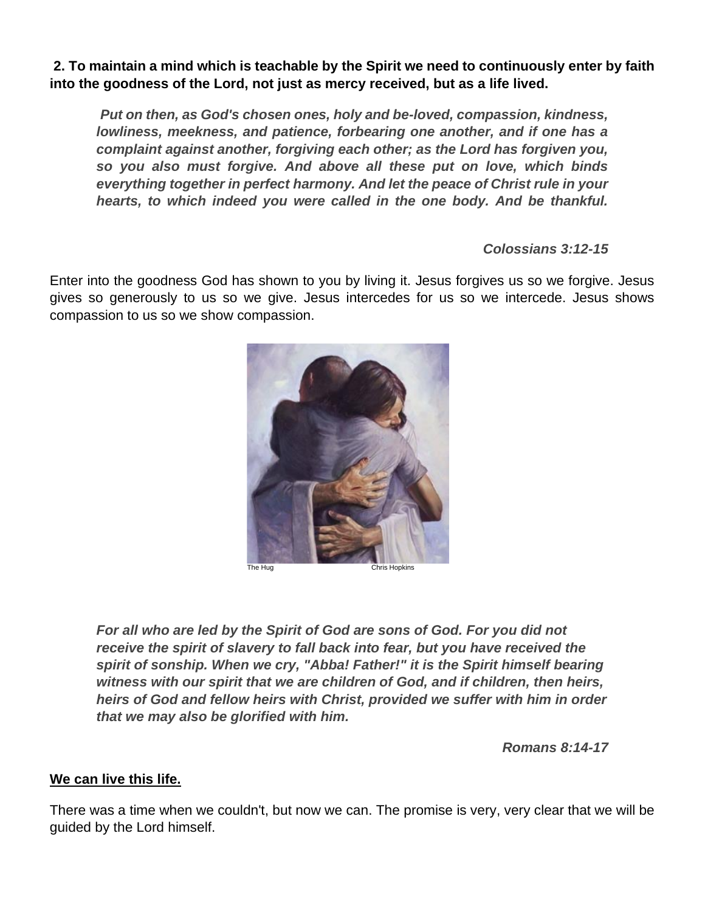**2. To maintain a mind which is teachable by the Spirit we need to continuously enter by faith into the goodness of the Lord, not just as mercy received, but as a life lived.**

> ***Put on then, as God's chosen ones, holy and be-loved, compassion, kindness, lowliness, meekness, and patience, forbearing one another, and if one has a complaint against another, forgiving each other; as the Lord has forgiven you, so you also must forgive. And above all these put on love, which binds everything together in perfect harmony. And let the peace of Christ rule in your hearts, to which indeed you were called in the one body. And be thankful.***
>
> ***Colossians 3:12-15***

Enter into the goodness God has shown to you by living it. Jesus forgives us so we forgive. Jesus gives so generously to us so we give. Jesus intercedes for us so we intercede. Jesus shows compassion to us so we show compassion.

The Hug Chris Hopkins

> ***For all who are led by the Spirit of God are sons of God. For you did not receive the spirit of slavery to fall back into fear, but you have received the spirit of sonship. When we cry, "Abba! Father!" it is the Spirit himself bearing witness with our spirit that we are children of God, and if children, then heirs, heirs of God and fellow heirs with Christ, provided we suffer with him in order that we may also be glorified with him.***
>
> ***Romans 8:14-17***

**<u>We can live this life.</u>**

There was a time when we couldn't, but now we can. The promise is very, very clear that we will be guided by the Lord himself.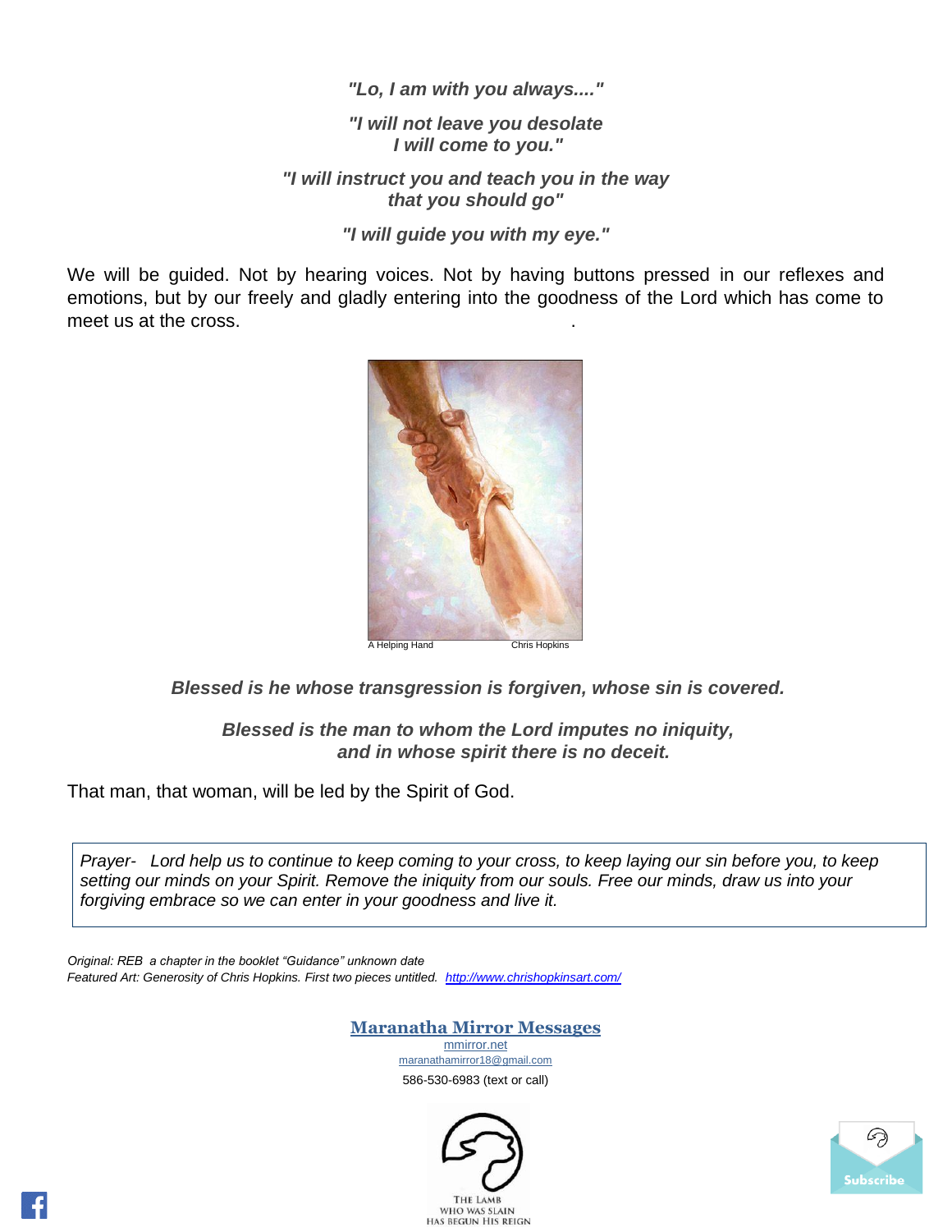*"Lo, I am with you always...."*

*"I will not leave you desolate*
*I will come to you."*

*"I will instruct you and teach you in the way*
*that you should go"*

*"I will guide you with my eye."*

We will be guided. Not by hearing voices. Not by having buttons pressed in our reflexes and emotions, but by our freely and gladly entering into the goodness of the Lord which has come to meet us at the cross.

A Helping Hand Chris Hopkins

***Blessed is he whose transgression is forgiven, whose sin is covered.***

***Blessed is the man to whom the Lord imputes no iniquity,***
***and in whose spirit there is no deceit.***

That man, that woman, will be led by the Spirit of God.

*Prayer- Lord help us to continue to keep coming to your cross, to keep laying our sin before you, to keep setting our minds on your Spirit. Remove the iniquity from our souls. Free our minds, draw us into your forgiving embrace so we can enter in your goodness and live it.*

*Original: REB a chapter in the booklet "Guidance" unknown date*
*Featured Art: Generosity of Chris Hopkins. First two pieces untitled.* http://www.chrishopkinsart.com/

**Maranatha Mirror Messages**
mmirror.net
maranathamirror18@gmail.com
586-530-6983 (text or call)

THE LAMB
WHO WAS SLAIN
HAS BEGUN HIS REIGN

Subscribe